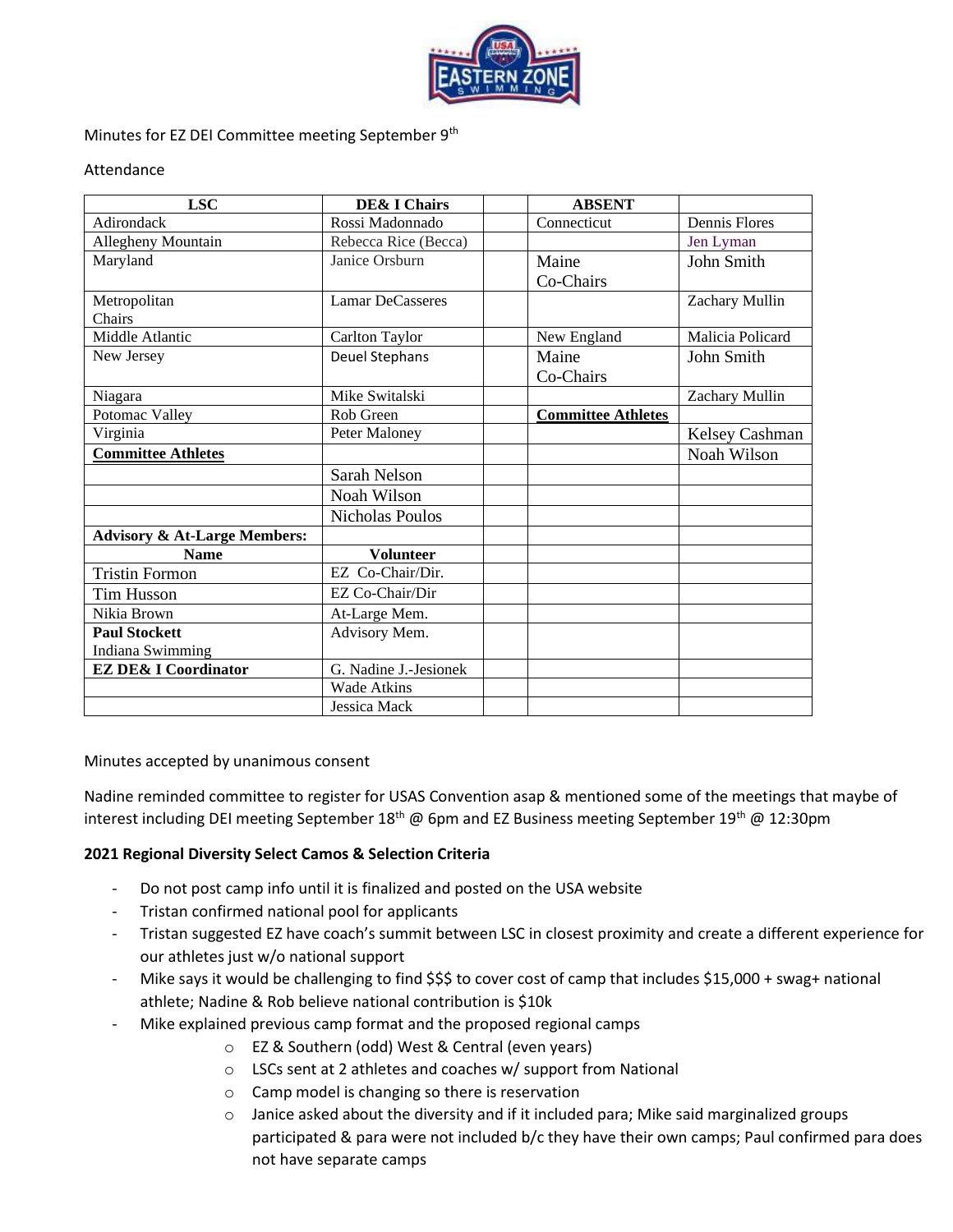Minutes for EZ DEI Committee meeting September 9th

Attendance

| LSC | DE& I Chairs | | ABSENT | |
|---|---|---|---|---|
| Adirondack | Rossi Madonnado | | Connecticut | Dennis Flores |
| Allegheny Mountain | Rebecca Rice (Becca) | | | Jen Lyman |
| Maryland | Janice Orsburn | | Maine Co-Chairs | John Smith |
| Metropolitan Chairs | Lamar DeCasseres | | | Zachary Mullin |
| Middle Atlantic | Carlton Taylor | | New England | Malicia Policard |
| New Jersey | Deuel Stephans | | Maine Co-Chairs | John Smith |
| Niagara | Mike Switalski | | | Zachary Mullin |
| Potomac Valley | Rob Green | | **Committee Athletes** | |
| Virginia | Peter Maloney | | | Kelsey Cashman |
| **Committee Athletes** | | | | Noah Wilson |
| | Sarah Nelson | | | |
| | Noah Wilson | | | |
| | Nicholas Poulos | | | |
| **Advisory & At-Large Members:** | | | | |
| **Name** | **Volunteer** | | | |
| Tristin Formon | EZ Co-Chair/Dir. | | | |
| Tim Husson | EZ Co-Chair/Dir | | | |
| Nikia Brown | At-Large Mem. | | | |
| **Paul Stockett** Indiana Swimming | Advisory Mem. | | | |
| **EZ DE& I Coordinator** | G. Nadine J.-Jesionek | | | |
| | Wade Atkins | | | |
| | Jessica Mack | | | |

Minutes accepted by unanimous consent

Nadine reminded committee to register for USAS Convention asap & mentioned some of the meetings that maybe of interest including DEI meeting September 18th @ 6pm and EZ Business meeting September 19th @ 12:30pm

**2021 Regional Diversity Select Camos & Selection Criteria**

- Do not post camp info until it is finalized and posted on the USA website
- Tristan confirmed national pool for applicants
- Tristan suggested EZ have coach's summit between LSC in closest proximity and create a different experience for our athletes just w/o national support
- Mike says it would be challenging to find $$$ to cover cost of camp that includes $15,000 + swag+ national athlete; Nadine & Rob believe national contribution is $10k
- Mike explained previous camp format and the proposed regional camps
  - EZ & Southern (odd) West & Central (even years)
  - LSCs sent at 2 athletes and coaches w/ support from National
  - Camp model is changing so there is reservation
  - Janice asked about the diversity and if it included para; Mike said marginalized groups participated & para were not included b/c they have their own camps; Paul confirmed para does not have separate camps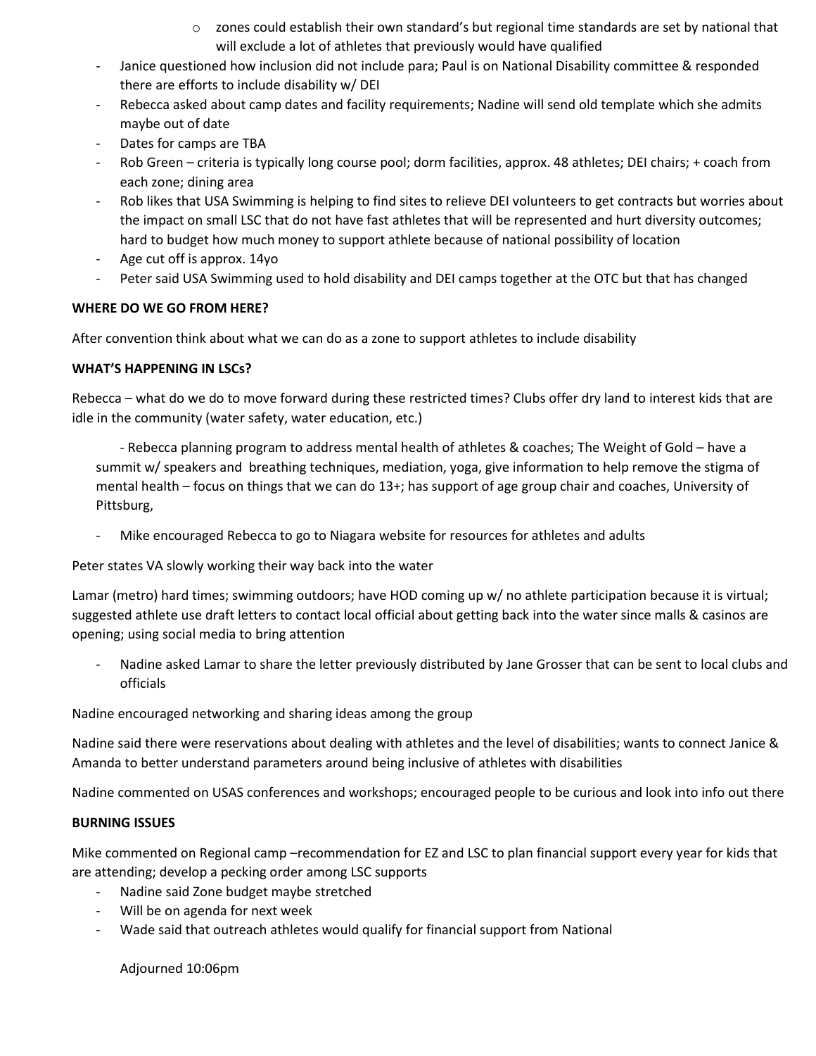- zones could establish their own standard's but regional time standards are set by national that will exclude a lot of athletes that previously would have qualified
- Janice questioned how inclusion did not include para; Paul is on National Disability committee & responded there are efforts to include disability w/ DEI
- Rebecca asked about camp dates and facility requirements; Nadine will send old template which she admits maybe out of date
- Dates for camps are TBA
- Rob Green – criteria is typically long course pool; dorm facilities, approx. 48 athletes; DEI chairs; + coach from each zone; dining area
- Rob likes that USA Swimming is helping to find sites to relieve DEI volunteers to get contracts but worries about the impact on small LSC that do not have fast athletes that will be represented and hurt diversity outcomes; hard to budget how much money to support athlete because of national possibility of location
- Age cut off is approx. 14yo
- Peter said USA Swimming used to hold disability and DEI camps together at the OTC but that has changed

**WHERE DO WE GO FROM HERE?**

After convention think about what we can do as a zone to support athletes to include disability

**WHAT'S HAPPENING IN LSCs?**

Rebecca – what do we do to move forward during these restricted times? Clubs offer dry land to interest kids that are idle in the community (water safety, water education, etc.)

- Rebecca planning program to address mental health of athletes & coaches; The Weight of Gold – have a summit w/ speakers and breathing techniques, mediation, yoga, give information to help remove the stigma of mental health – focus on things that we can do 13+; has support of age group chair and coaches, University of Pittsburg,

- Mike encouraged Rebecca to go to Niagara website for resources for athletes and adults

Peter states VA slowly working their way back into the water

Lamar (metro) hard times; swimming outdoors; have HOD coming up w/ no athlete participation because it is virtual; suggested athlete use draft letters to contact local official about getting back into the water since malls & casinos are opening; using social media to bring attention

- Nadine asked Lamar to share the letter previously distributed by Jane Grosser that can be sent to local clubs and officials

Nadine encouraged networking and sharing ideas among the group

Nadine said there were reservations about dealing with athletes and the level of disabilities; wants to connect Janice & Amanda to better understand parameters around being inclusive of athletes with disabilities

Nadine commented on USAS conferences and workshops; encouraged people to be curious and look into info out there

**BURNING ISSUES**

Mike commented on Regional camp –recommendation for EZ and LSC to plan financial support every year for kids that are attending; develop a pecking order among LSC supports

- Nadine said Zone budget maybe stretched
- Will be on agenda for next week
- Wade said that outreach athletes would qualify for financial support from National

Adjourned 10:06pm